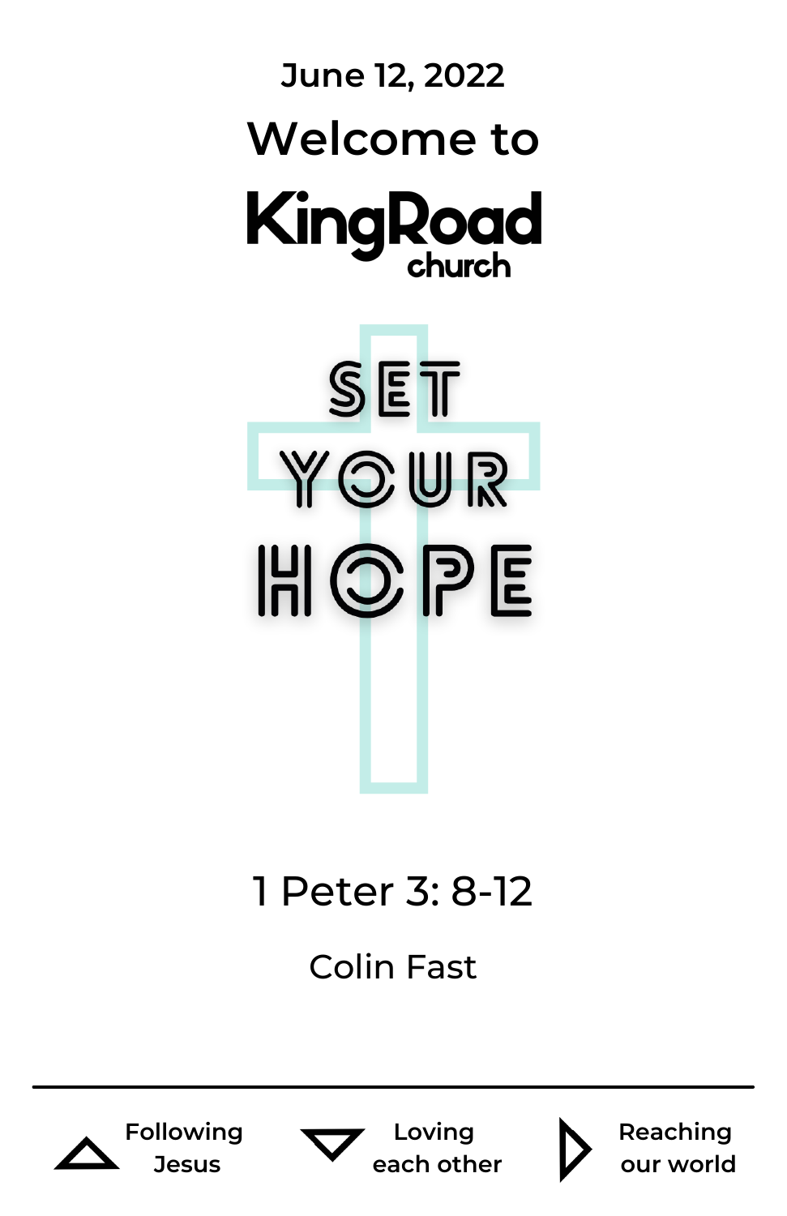June 12, 2022

# Welcome to

# KingRoad church

## SET YOUR HOPE

1 Peter 3: 8-12

Colin Fast

---

Following Jesus

Loving each other

Reaching our world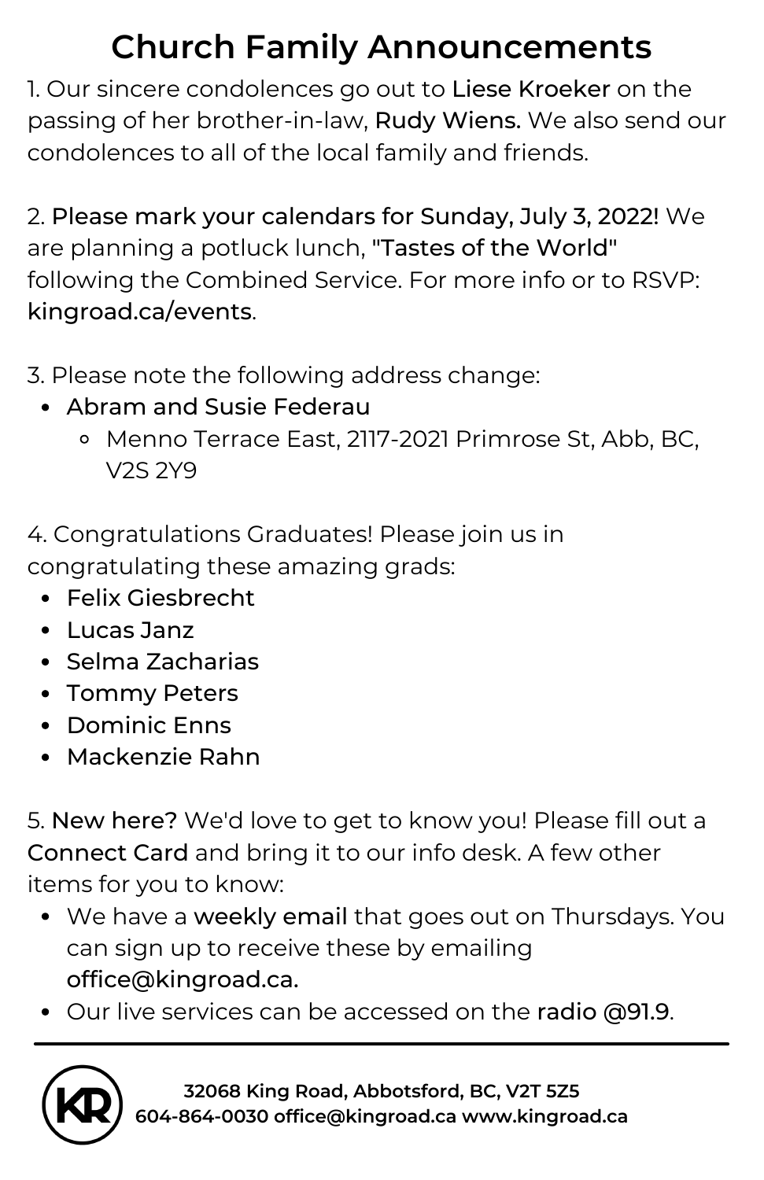# Church Family Announcements

1. Our sincere condolences go out to Liese Kroeker on the passing of her brother-in-law, Rudy Wiens. We also send our condolences to all of the local family and friends.

2. Please mark your calendars for Sunday, July 3, 2022! We are planning a potluck lunch, "Tastes of the World" following the Combined Service. For more info or to RSVP: kingroad.ca/events.

3. Please note the following address change:
   - Abram and Susie Federau
     - Menno Terrace East, 2117-2021 Primrose St, Abb, BC, V2S 2Y9

4. Congratulations Graduates! Please join us in congratulating these amazing grads:
   - Felix Giesbrecht
   - Lucas Janz
   - Selma Zacharias
   - Tommy Peters
   - Dominic Enns
   - Mackenzie Rahn

5. New here? We'd love to get to know you! Please fill out a Connect Card and bring it to our info desk. A few other items for you to know:
   - We have a weekly email that goes out on Thursdays. You can sign up to receive these by emailing office@kingroad.ca.
   - Our live services can be accessed on the radio @91.9.

---

KR

**32068 King Road, Abbotsford, BC, V2T 5Z5**
**604-864-0030 office@kingroad.ca www.kingroad.ca**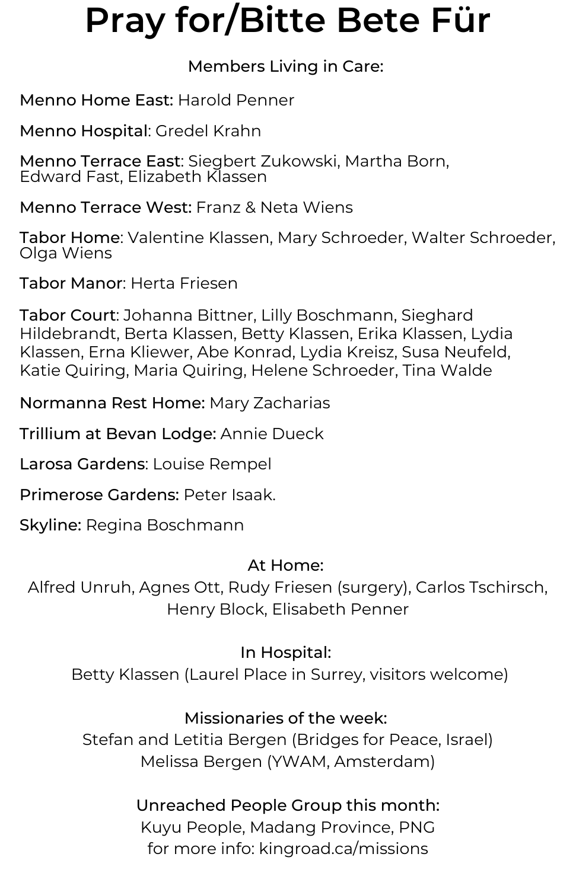# Pray for/Bitte Bete Für

Members Living in Care:

**Menno Home East:** Harold Penner

**Menno Hospital**: Gredel Krahn

**Menno Terrace East**: Siegbert Zukowski, Martha Born, Edward Fast, Elizabeth Klassen

**Menno Terrace West:** Franz & Neta Wiens

**Tabor Home**: Valentine Klassen, Mary Schroeder, Walter Schroeder, Olga Wiens

**Tabor Manor**: Herta Friesen

**Tabor Court**: Johanna Bittner, Lilly Boschmann, Sieghard Hildebrandt, Berta Klassen, Betty Klassen, Erika Klassen, Lydia Klassen, Erna Kliewer, Abe Konrad, Lydia Kreisz, Susa Neufeld, Katie Quiring, Maria Quiring, Helene Schroeder, Tina Walde

**Normanna Rest Home:** Mary Zacharias

**Trillium at Bevan Lodge:** Annie Dueck

**Larosa Gardens**: Louise Rempel

**Primerose Gardens:** Peter Isaak.

**Skyline:** Regina Boschmann

At Home:
Alfred Unruh, Agnes Ott, Rudy Friesen (surgery), Carlos Tschirsch, Henry Block, Elisabeth Penner

In Hospital:
Betty Klassen (Laurel Place in Surrey, visitors welcome)

Missionaries of the week:
Stefan and Letitia Bergen (Bridges for Peace, Israel)
Melissa Bergen (YWAM, Amsterdam)

Unreached People Group this month:
Kuyu People, Madang Province, PNG
for more info: kingroad.ca/missions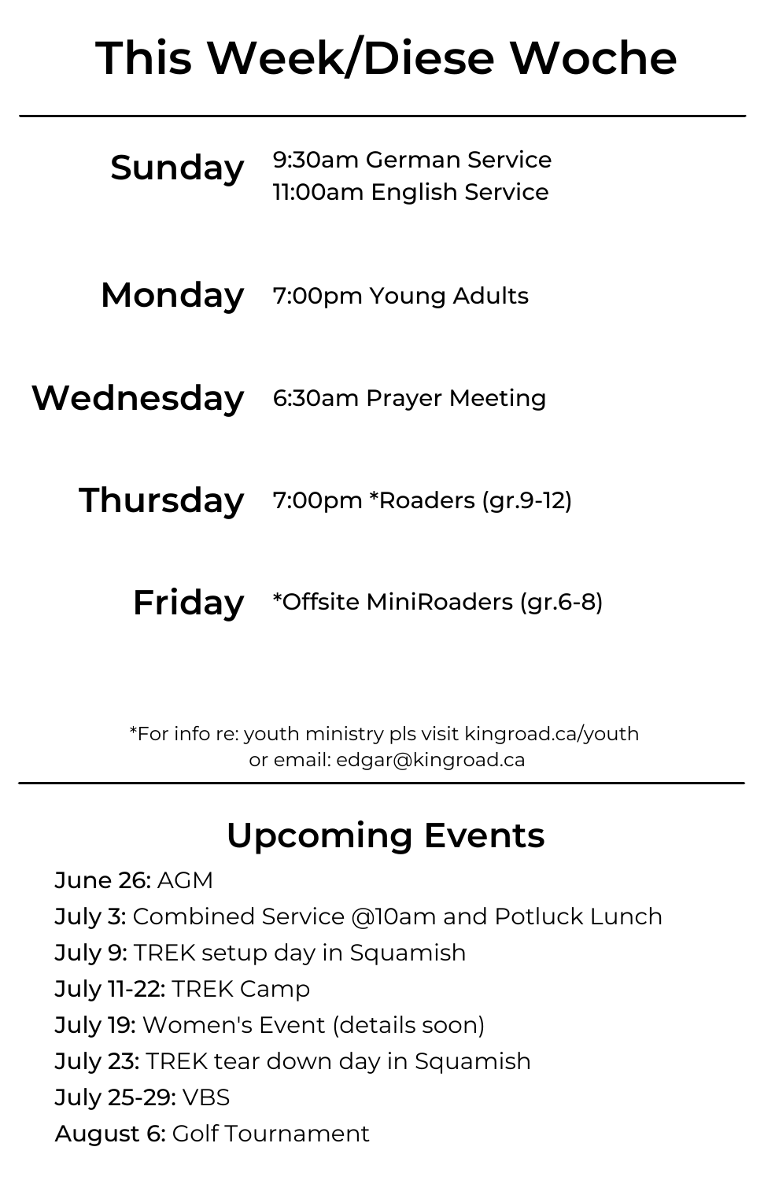# This Week/Diese Woche

---

**Sunday**
9:30am German Service
11:00am English Service

**Monday**
7:00pm Young Adults

**Wednesday**
6:30am Prayer Meeting

**Thursday**
7:00pm *Roaders (gr.9-12)

**Friday**
*Offsite MiniRoaders (gr.6-8)

*For info re: youth ministry pls visit kingroad.ca/youth
or email: edgar@kingroad.ca

---

## Upcoming Events

**June 26:** AGM
**July 3:** Combined Service @10am and Potluck Lunch
**July 9:** TREK setup day in Squamish
**July 11-22:** TREK Camp
**July 19:** Women's Event (details soon)
**July 23:** TREK tear down day in Squamish
**July 25-29:** VBS
**August 6:** Golf Tournament